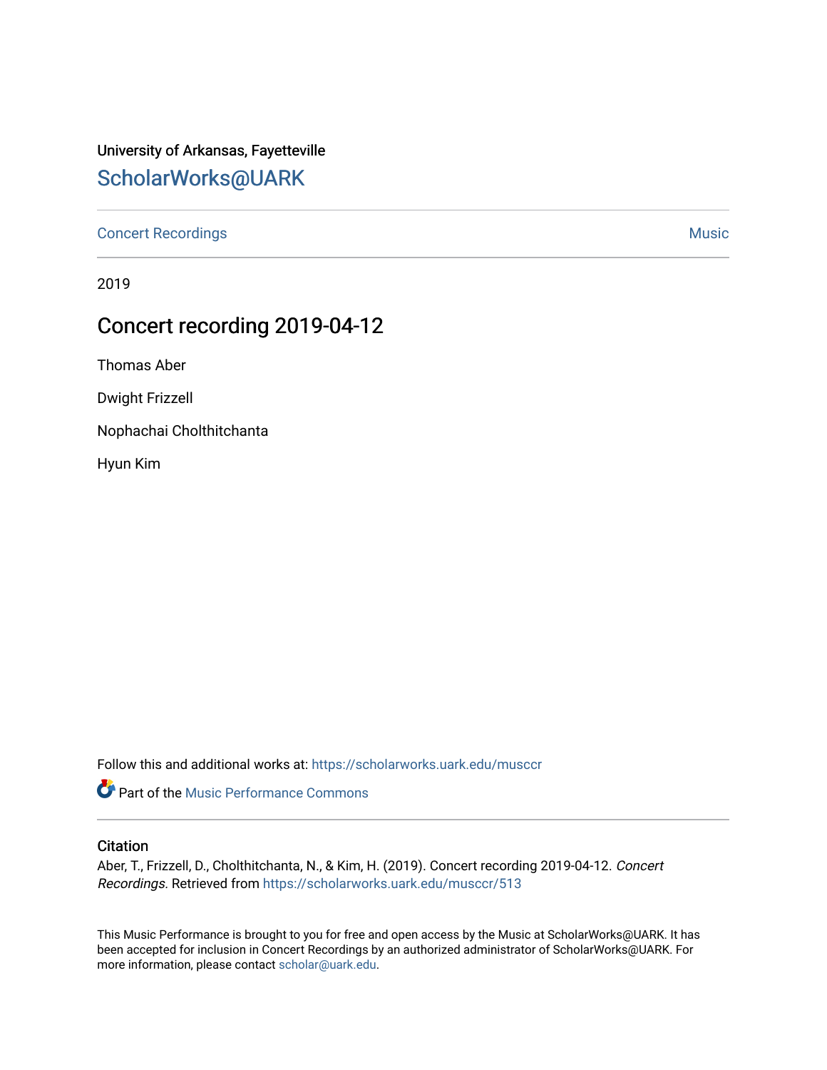University of Arkansas, Fayetteville

# ScholarWorks@UARK

Concert Recordings | Music

2019

## Concert recording 2019-04-12

Thomas Aber

Dwight Frizzell

Nophachai Cholthitchanta

Hyun Kim

Follow this and additional works at: https://scholarworks.uark.edu/musccr

Part of the Music Performance Commons

### Citation

Aber, T., Frizzell, D., Cholthitchanta, N., & Kim, H. (2019). Concert recording 2019-04-12. *Concert Recordings*. Retrieved from https://scholarworks.uark.edu/musccr/513

This Music Performance is brought to you for free and open access by the Music at ScholarWorks@UARK. It has been accepted for inclusion in Concert Recordings by an authorized administrator of ScholarWorks@UARK. For more information, please contact scholar@uark.edu.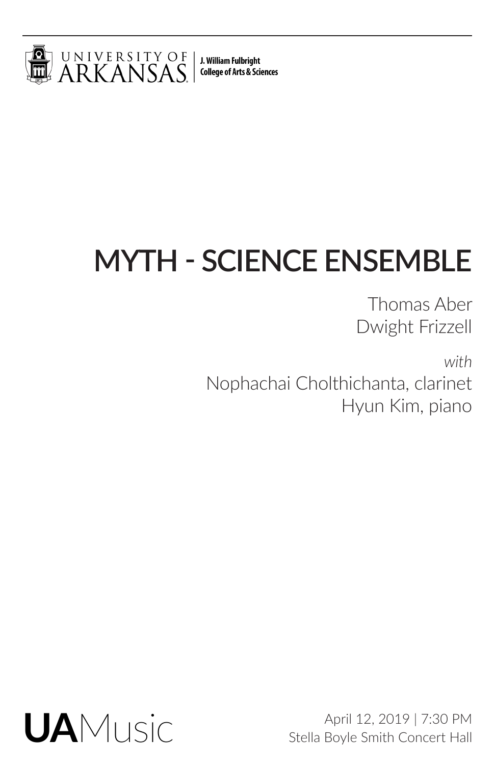UNIVERSITY OF ARKANSAS | J. William Fulbright College of Arts & Sciences

# MYTH - SCIENCE ENSEMBLE

Thomas Aber
Dwight Frizzell

*with*
Nophachai Cholthichanta, clarinet
Hyun Kim, piano

**UA**Music

April 12, 2019 | 7:30 PM
Stella Boyle Smith Concert Hall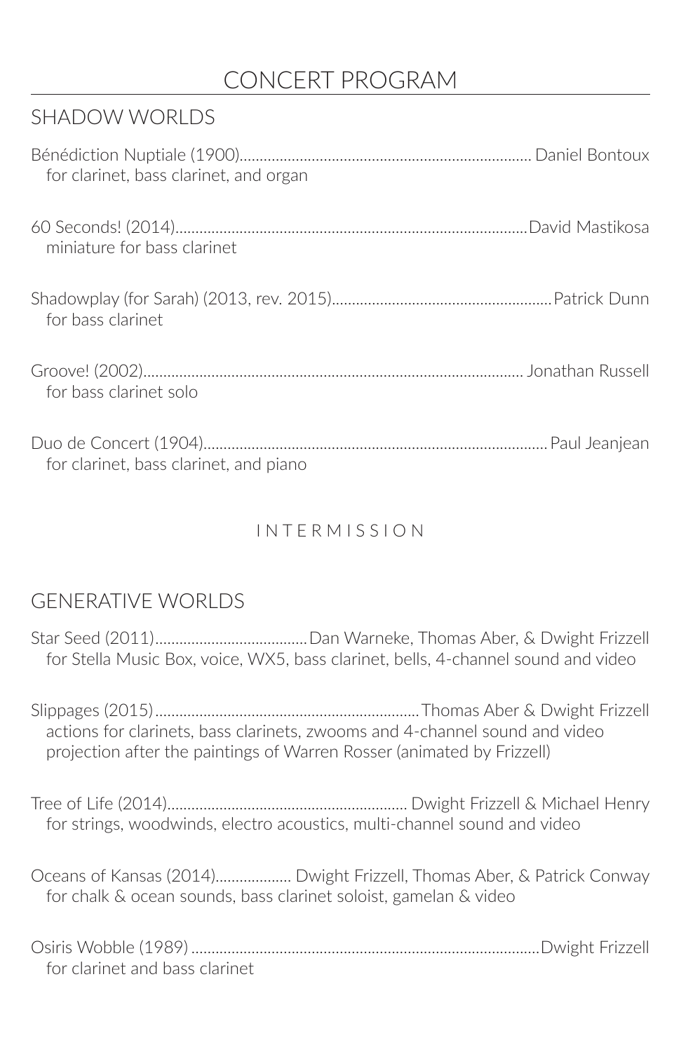# CONCERT PROGRAM

## SHADOW WORLDS

Bénédiction Nuptiale (1900)........................................................................ Daniel Bontoux
for clarinet, bass clarinet, and organ

60 Seconds! (2014)........................................................................................David Mastikosa
miniature for bass clarinet

Shadowplay (for Sarah) (2013, rev. 2015).......................................................Patrick Dunn
for bass clarinet

Groove! (2002).............................................................................................. Jonathan Russell
for bass clarinet solo

Duo de Concert (1904).....................................................................................Paul Jeanjean
for clarinet, bass clarinet, and piano

INTERMISSION

## GENERATIVE WORLDS

Star Seed (2011)......................................Dan Warneke, Thomas Aber, & Dwight Frizzell
for Stella Music Box, voice, WX5, bass clarinet, bells, 4-channel sound and video

Slippages (2015).................................................................Thomas Aber & Dwight Frizzell
actions for clarinets, bass clarinets, zwooms and 4-channel sound and video projection after the paintings of Warren Rosser (animated by Frizzell)

Tree of Life (2014)............................................................ Dwight Frizzell & Michael Henry
for strings, woodwinds, electro acoustics, multi-channel sound and video

Oceans of Kansas (2014)................... Dwight Frizzell, Thomas Aber, & Patrick Conway
for chalk & ocean sounds, bass clarinet soloist, gamelan & video

Osiris Wobble (1989) ......................................................................................Dwight Frizzell
for clarinet and bass clarinet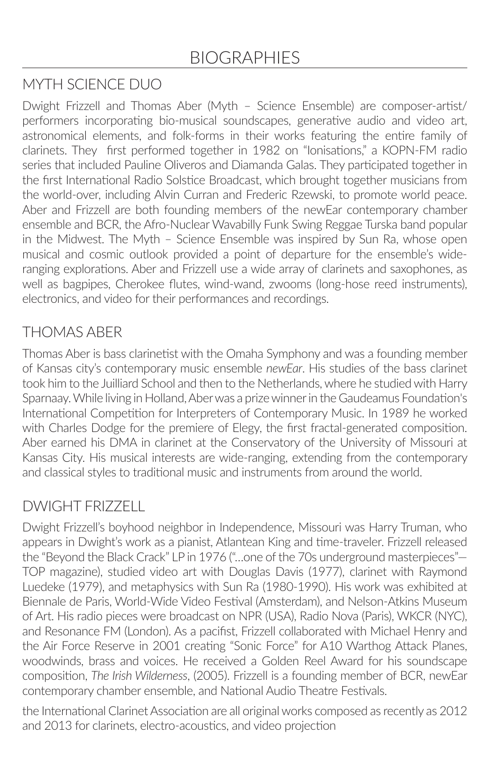# BIOGRAPHIES

## MYTH SCIENCE DUO

Dwight Frizzell and Thomas Aber (Myth – Science Ensemble) are composer-artist/ performers incorporating bio-musical soundscapes, generative audio and video art, astronomical elements, and folk-forms in their works featuring the entire family of clarinets. They first performed together in 1982 on "Ionisations," a KOPN-FM radio series that included Pauline Oliveros and Diamanda Galas. They participated together in the first International Radio Solstice Broadcast, which brought together musicians from the world-over, including Alvin Curran and Frederic Rzewski, to promote world peace. Aber and Frizzell are both founding members of the newEar contemporary chamber ensemble and BCR, the Afro-Nuclear Wavabilly Funk Swing Reggae Turska band popular in the Midwest. The Myth – Science Ensemble was inspired by Sun Ra, whose open musical and cosmic outlook provided a point of departure for the ensemble's wide-ranging explorations. Aber and Frizzell use a wide array of clarinets and saxophones, as well as bagpipes, Cherokee flutes, wind-wand, zwooms (long-hose reed instruments), electronics, and video for their performances and recordings.

## THOMAS ABER

Thomas Aber is bass clarinetist with the Omaha Symphony and was a founding member of Kansas city's contemporary music ensemble *newEar*. His studies of the bass clarinet took him to the Juilliard School and then to the Netherlands, where he studied with Harry Sparnaay. While living in Holland, Aber was a prize winner in the Gaudeamus Foundation's International Competition for Interpreters of Contemporary Music. In 1989 he worked with Charles Dodge for the premiere of Elegy, the first fractal-generated composition. Aber earned his DMA in clarinet at the Conservatory of the University of Missouri at Kansas City. His musical interests are wide-ranging, extending from the contemporary and classical styles to traditional music and instruments from around the world.

## DWIGHT FRIZZELL

Dwight Frizzell's boyhood neighbor in Independence, Missouri was Harry Truman, who appears in Dwight's work as a pianist, Atlantean King and time-traveler. Frizzell released the "Beyond the Black Crack" LP in 1976 ("...one of the 70s underground masterpieces"—TOP magazine), studied video art with Douglas Davis (1977), clarinet with Raymond Luedeke (1979), and metaphysics with Sun Ra (1980-1990). His work was exhibited at Biennale de Paris, World-Wide Video Festival (Amsterdam), and Nelson-Atkins Museum of Art. His radio pieces were broadcast on NPR (USA), Radio Nova (Paris), WKCR (NYC), and Resonance FM (London). As a pacifist, Frizzell collaborated with Michael Henry and the Air Force Reserve in 2001 creating "Sonic Force" for A10 Warthog Attack Planes, woodwinds, brass and voices. He received a Golden Reel Award for his soundscape composition, *The Irish Wilderness*, (2005). Frizzell is a founding member of BCR, newEar contemporary chamber ensemble, and National Audio Theatre Festivals.

the International Clarinet Association are all original works composed as recently as 2012 and 2013 for clarinets, electro-acoustics, and video projection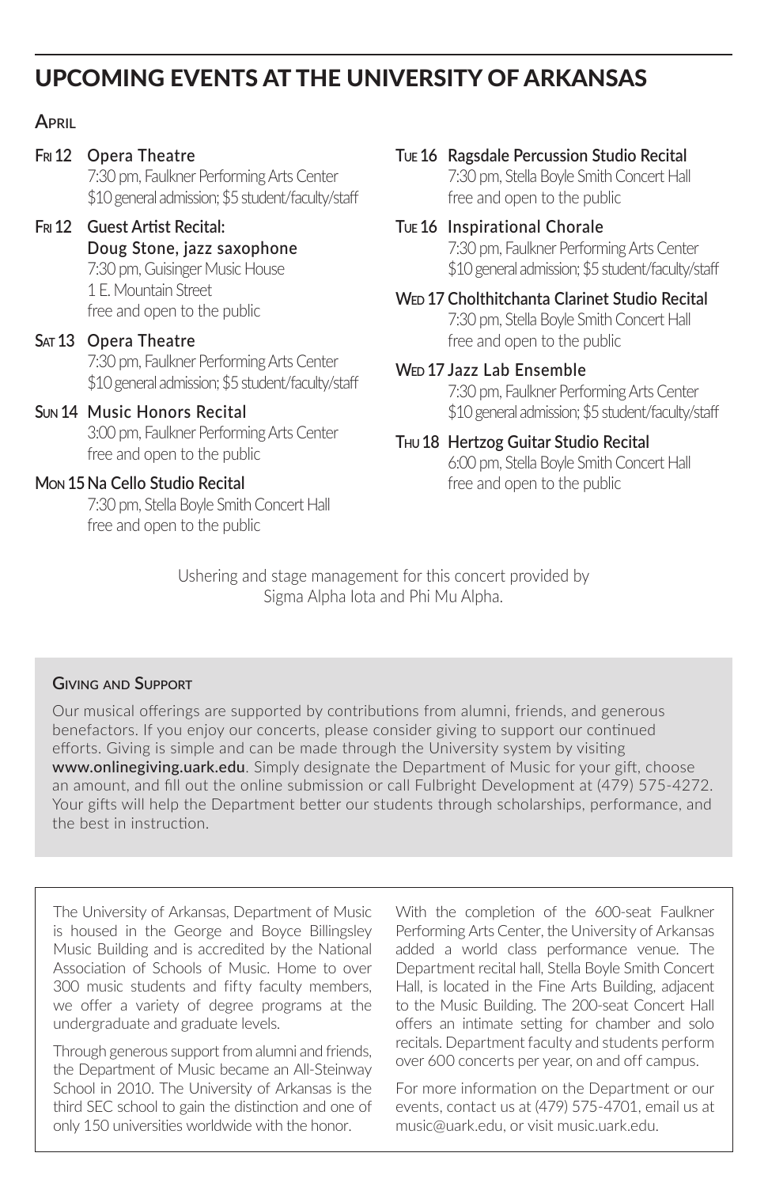# UPCOMING EVENTS AT THE UNIVERSITY OF ARKANSAS

## April

**Fri 12 Opera Theatre**
7:30 pm, Faulkner Performing Arts Center
$10 general admission; $5 student/faculty/staff

**Fri 12 Guest Artist Recital: Doug Stone, jazz saxophone**
7:30 pm, Guisinger Music House
1 E. Mountain Street
free and open to the public

**Sat 13 Opera Theatre**
7:30 pm, Faulkner Performing Arts Center
$10 general admission; $5 student/faculty/staff

**Sun 14 Music Honors Recital**
3:00 pm, Faulkner Performing Arts Center
free and open to the public

**Mon 15 Na Cello Studio Recital**
7:30 pm, Stella Boyle Smith Concert Hall
free and open to the public

**Tue 16 Ragsdale Percussion Studio Recital**
7:30 pm, Stella Boyle Smith Concert Hall
free and open to the public

**Tue 16 Inspirational Chorale**
7:30 pm, Faulkner Performing Arts Center
$10 general admission; $5 student/faculty/staff

**Wed 17 Cholthitchanta Clarinet Studio Recital**
7:30 pm, Stella Boyle Smith Concert Hall
free and open to the public

**Wed 17 Jazz Lab Ensemble**
7:30 pm, Faulkner Performing Arts Center
$10 general admission; $5 student/faculty/staff

**Thu 18 Hertzog Guitar Studio Recital**
6:00 pm, Stella Boyle Smith Concert Hall
free and open to the public

Ushering and stage management for this concert provided by Sigma Alpha Iota and Phi Mu Alpha.

## Giving and Support

Our musical offerings are supported by contributions from alumni, friends, and generous benefactors. If you enjoy our concerts, please consider giving to support our continued efforts. Giving is simple and can be made through the University system by visiting **www.onlinegiving.uark.edu**. Simply designate the Department of Music for your gift, choose an amount, and fill out the online submission or call Fulbright Development at (479) 575-4272. Your gifts will help the Department better our students through scholarships, performance, and the best in instruction.

The University of Arkansas, Department of Music is housed in the George and Boyce Billingsley Music Building and is accredited by the National Association of Schools of Music. Home to over 300 music students and fifty faculty members, we offer a variety of degree programs at the undergraduate and graduate levels.

Through generous support from alumni and friends, the Department of Music became an All-Steinway School in 2010. The University of Arkansas is the third SEC school to gain the distinction and one of only 150 universities worldwide with the honor.

With the completion of the 600-seat Faulkner Performing Arts Center, the University of Arkansas added a world class performance venue. The Department recital hall, Stella Boyle Smith Concert Hall, is located in the Fine Arts Building, adjacent to the Music Building. The 200-seat Concert Hall offers an intimate setting for chamber and solo recitals. Department faculty and students perform over 600 concerts per year, on and off campus.

For more information on the Department or our events, contact us at (479) 575-4701, email us at music@uark.edu, or visit music.uark.edu.